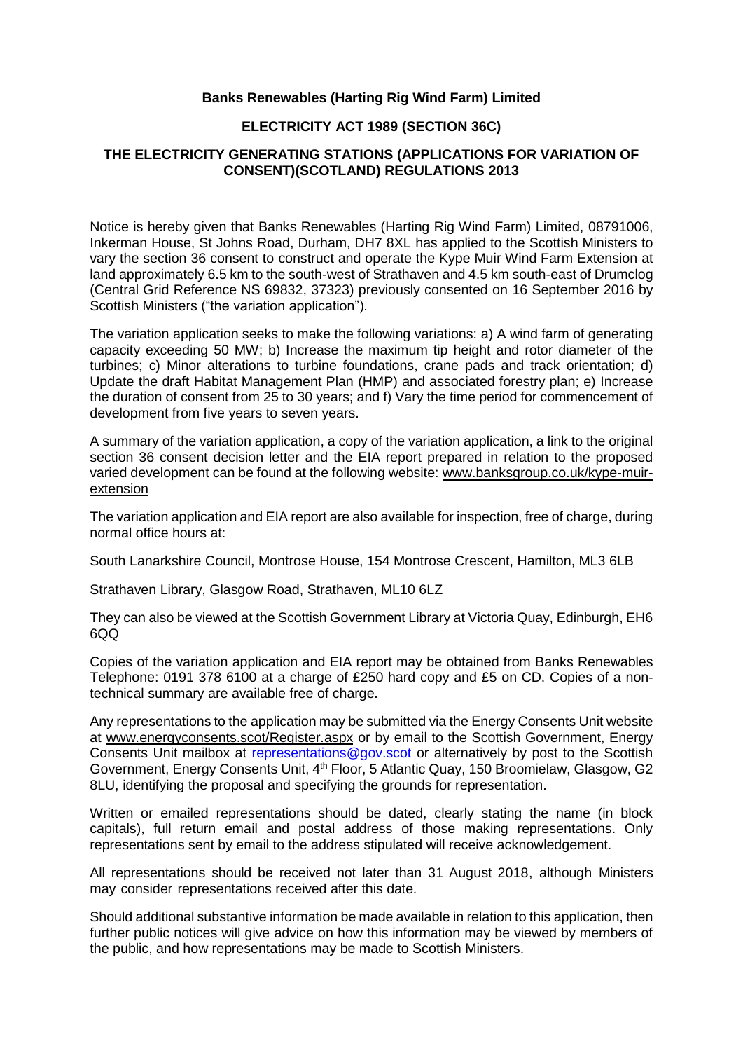**Banks Renewables (Harting Rig Wind Farm) Limited**

**ELECTRICITY ACT 1989 (SECTION 36C)**

**THE ELECTRICITY GENERATING STATIONS (APPLICATIONS FOR VARIATION OF CONSENT)(SCOTLAND) REGULATIONS 2013**

Notice is hereby given that Banks Renewables (Harting Rig Wind Farm) Limited, 08791006, Inkerman House, St Johns Road, Durham, DH7 8XL has applied to the Scottish Ministers to vary the section 36 consent to construct and operate the Kype Muir Wind Farm Extension at land approximately 6.5 km to the south-west of Strathaven and 4.5 km south-east of Drumclog (Central Grid Reference NS 69832, 37323) previously consented on 16 September 2016 by Scottish Ministers ("the variation application").

The variation application seeks to make the following variations: a) A wind farm of generating capacity exceeding 50 MW; b) Increase the maximum tip height and rotor diameter of the turbines; c) Minor alterations to turbine foundations, crane pads and track orientation; d) Update the draft Habitat Management Plan (HMP) and associated forestry plan; e) Increase the duration of consent from 25 to 30 years; and f) Vary the time period for commencement of development from five years to seven years.

A summary of the variation application, a copy of the variation application, a link to the original section 36 consent decision letter and the EIA report prepared in relation to the proposed varied development can be found at the following website: www.banksgroup.co.uk/kype-muir-extension

The variation application and EIA report are also available for inspection, free of charge, during normal office hours at:

South Lanarkshire Council, Montrose House, 154 Montrose Crescent, Hamilton, ML3 6LB

Strathaven Library, Glasgow Road, Strathaven, ML10 6LZ

They can also be viewed at the Scottish Government Library at Victoria Quay, Edinburgh, EH6 6QQ

Copies of the variation application and EIA report may be obtained from Banks Renewables Telephone: 0191 378 6100 at a charge of £250 hard copy and £5 on CD. Copies of a non-technical summary are available free of charge.

Any representations to the application may be submitted via the Energy Consents Unit website at www.energyconsents.scot/Register.aspx or by email to the Scottish Government, Energy Consents Unit mailbox at representations@gov.scot or alternatively by post to the Scottish Government, Energy Consents Unit, 4th Floor, 5 Atlantic Quay, 150 Broomielaw, Glasgow, G2 8LU, identifying the proposal and specifying the grounds for representation.

Written or emailed representations should be dated, clearly stating the name (in block capitals), full return email and postal address of those making representations. Only representations sent by email to the address stipulated will receive acknowledgement.

All representations should be received not later than 31 August 2018, although Ministers may consider representations received after this date.

Should additional substantive information be made available in relation to this application, then further public notices will give advice on how this information may be viewed by members of the public, and how representations may be made to Scottish Ministers.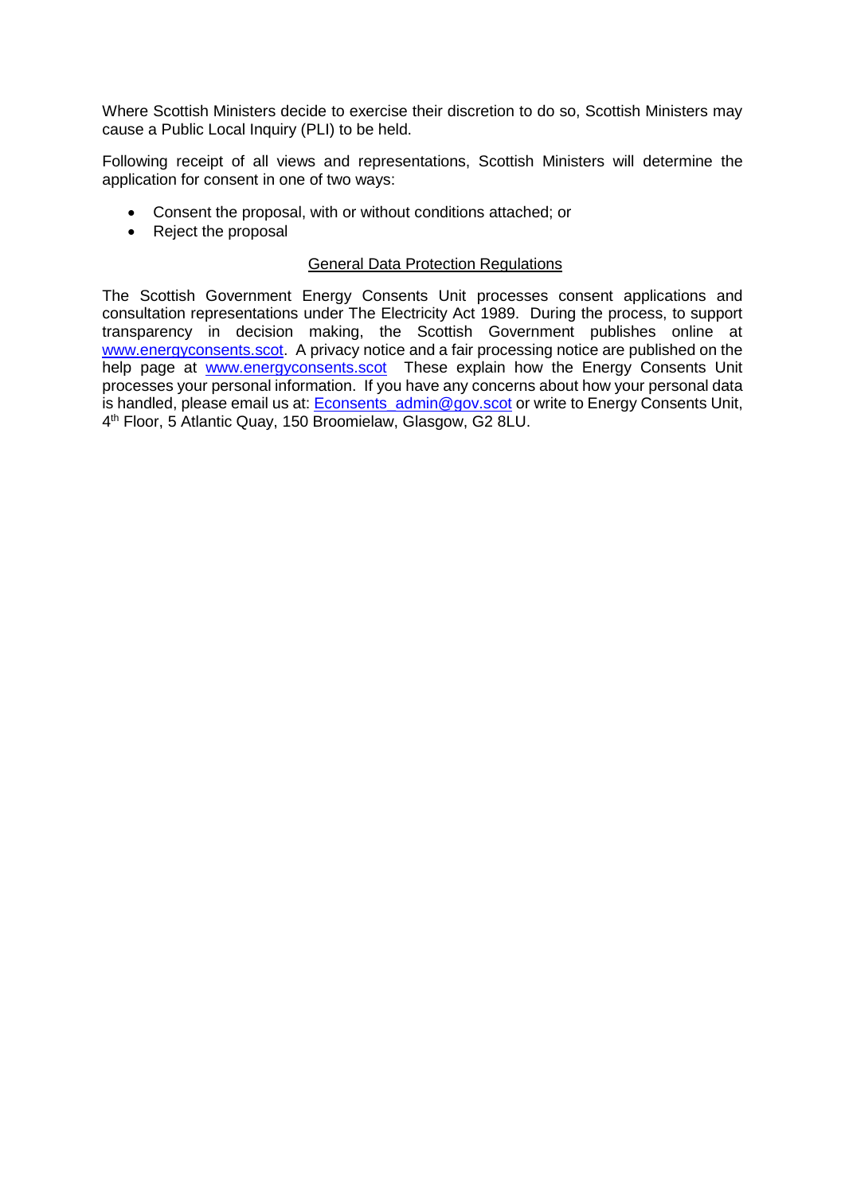Where Scottish Ministers decide to exercise their discretion to do so, Scottish Ministers may cause a Public Local Inquiry (PLI) to be held.

Following receipt of all views and representations, Scottish Ministers will determine the application for consent in one of two ways:

- Consent the proposal, with or without conditions attached; or
- Reject the proposal

## General Data Protection Regulations

The Scottish Government Energy Consents Unit processes consent applications and consultation representations under The Electricity Act 1989. During the process, to support transparency in decision making, the Scottish Government publishes online at www.energyconsents.scot. A privacy notice and a fair processing notice are published on the help page at www.energyconsents.scot These explain how the Energy Consents Unit processes your personal information. If you have any concerns about how your personal data is handled, please email us at: Econsents_admin@gov.scot or write to Energy Consents Unit, 4th Floor, 5 Atlantic Quay, 150 Broomielaw, Glasgow, G2 8LU.